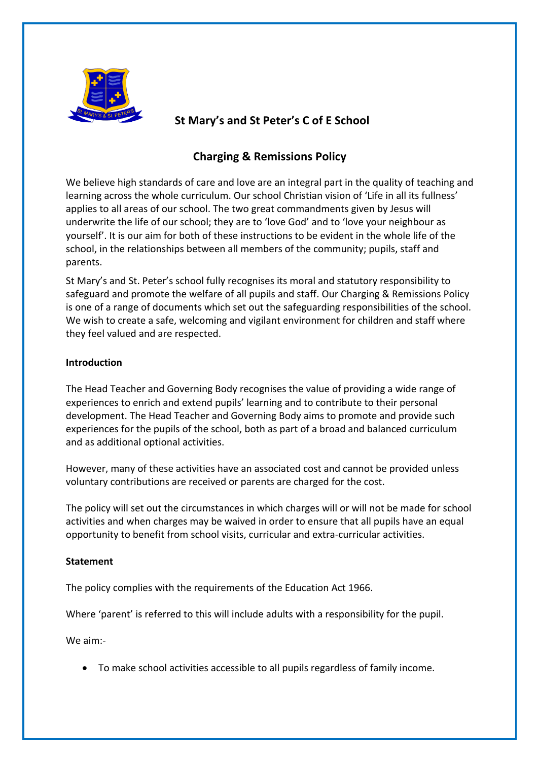# St Mary's and St Peter's C of E School

## Charging & Remissions Policy

We believe high standards of care and love are an integral part in the quality of teaching and learning across the whole curriculum. Our school Christian vision of 'Life in all its fullness' applies to all areas of our school. The two great commandments given by Jesus will underwrite the life of our school; they are to 'love God' and to 'love your neighbour as yourself'. It is our aim for both of these instructions to be evident in the whole life of the school, in the relationships between all members of the community; pupils, staff and parents.

St Mary's and St. Peter's school fully recognises its moral and statutory responsibility to safeguard and promote the welfare of all pupils and staff. Our Charging & Remissions Policy is one of a range of documents which set out the safeguarding responsibilities of the school. We wish to create a safe, welcoming and vigilant environment for children and staff where they feel valued and are respected.

**Introduction**

The Head Teacher and Governing Body recognises the value of providing a wide range of experiences to enrich and extend pupils' learning and to contribute to their personal development. The Head Teacher and Governing Body aims to promote and provide such experiences for the pupils of the school, both as part of a broad and balanced curriculum and as additional optional activities.

However, many of these activities have an associated cost and cannot be provided unless voluntary contributions are received or parents are charged for the cost.

The policy will set out the circumstances in which charges will or will not be made for school activities and when charges may be waived in order to ensure that all pupils have an equal opportunity to benefit from school visits, curricular and extra-curricular activities.

**Statement**

The policy complies with the requirements of the Education Act 1966.

Where 'parent' is referred to this will include adults with a responsibility for the pupil.

We aim:-

- To make school activities accessible to all pupils regardless of family income.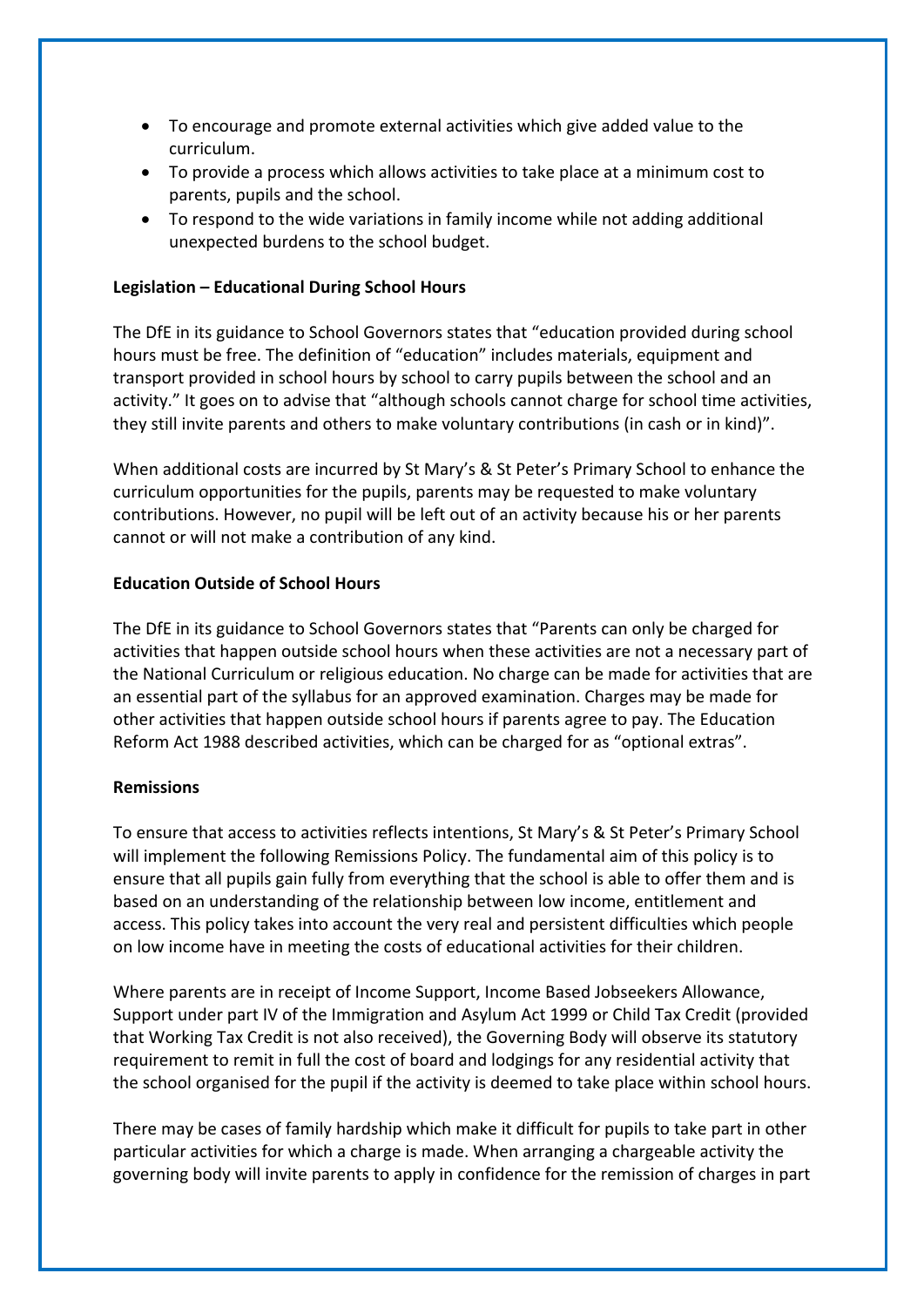- To encourage and promote external activities which give added value to the curriculum.
- To provide a process which allows activities to take place at a minimum cost to parents, pupils and the school.
- To respond to the wide variations in family income while not adding additional unexpected burdens to the school budget.

**Legislation – Educational During School Hours**

The DfE in its guidance to School Governors states that "education provided during school hours must be free. The definition of "education" includes materials, equipment and transport provided in school hours by school to carry pupils between the school and an activity." It goes on to advise that "although schools cannot charge for school time activities, they still invite parents and others to make voluntary contributions (in cash or in kind)".

When additional costs are incurred by St Mary's & St Peter's Primary School to enhance the curriculum opportunities for the pupils, parents may be requested to make voluntary contributions. However, no pupil will be left out of an activity because his or her parents cannot or will not make a contribution of any kind.

**Education Outside of School Hours**

The DfE in its guidance to School Governors states that "Parents can only be charged for activities that happen outside school hours when these activities are not a necessary part of the National Curriculum or religious education. No charge can be made for activities that are an essential part of the syllabus for an approved examination. Charges may be made for other activities that happen outside school hours if parents agree to pay. The Education Reform Act 1988 described activities, which can be charged for as "optional extras".

**Remissions**

To ensure that access to activities reflects intentions, St Mary's & St Peter's Primary School will implement the following Remissions Policy. The fundamental aim of this policy is to ensure that all pupils gain fully from everything that the school is able to offer them and is based on an understanding of the relationship between low income, entitlement and access. This policy takes into account the very real and persistent difficulties which people on low income have in meeting the costs of educational activities for their children.

Where parents are in receipt of Income Support, Income Based Jobseekers Allowance, Support under part IV of the Immigration and Asylum Act 1999 or Child Tax Credit (provided that Working Tax Credit is not also received), the Governing Body will observe its statutory requirement to remit in full the cost of board and lodgings for any residential activity that the school organised for the pupil if the activity is deemed to take place within school hours.

There may be cases of family hardship which make it difficult for pupils to take part in other particular activities for which a charge is made. When arranging a chargeable activity the governing body will invite parents to apply in confidence for the remission of charges in part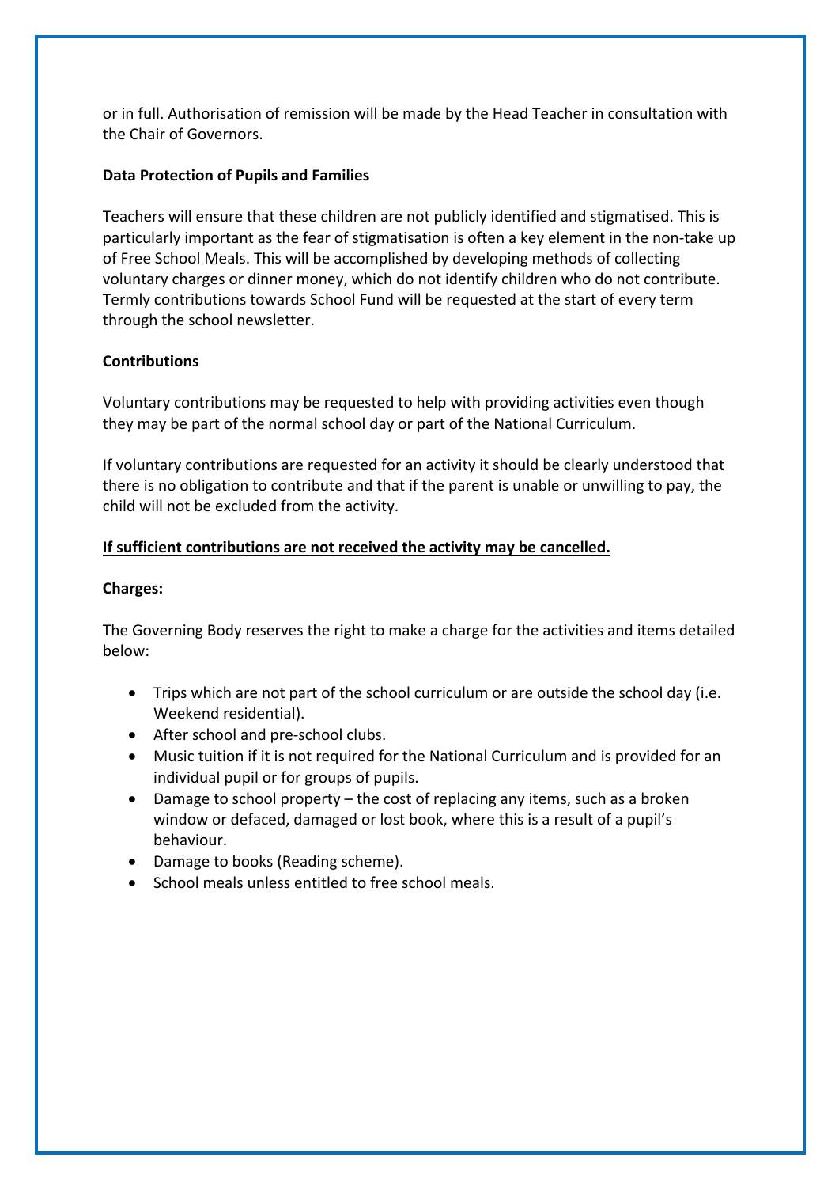or in full. Authorisation of remission will be made by the Head Teacher in consultation with the Chair of Governors.

**Data Protection of Pupils and Families**

Teachers will ensure that these children are not publicly identified and stigmatised. This is particularly important as the fear of stigmatisation is often a key element in the non-take up of Free School Meals. This will be accomplished by developing methods of collecting voluntary charges or dinner money, which do not identify children who do not contribute. Termly contributions towards School Fund will be requested at the start of every term through the school newsletter.

**Contributions**

Voluntary contributions may be requested to help with providing activities even though they may be part of the normal school day or part of the National Curriculum.

If voluntary contributions are requested for an activity it should be clearly understood that there is no obligation to contribute and that if the parent is unable or unwilling to pay, the child will not be excluded from the activity.

<u>**If sufficient contributions are not received the activity may be cancelled.**</u>

**Charges:**

The Governing Body reserves the right to make a charge for the activities and items detailed below:

- Trips which are not part of the school curriculum or are outside the school day (i.e. Weekend residential).
- After school and pre-school clubs.
- Music tuition if it is not required for the National Curriculum and is provided for an individual pupil or for groups of pupils.
- Damage to school property – the cost of replacing any items, such as a broken window or defaced, damaged or lost book, where this is a result of a pupil's behaviour.
- Damage to books (Reading scheme).
- School meals unless entitled to free school meals.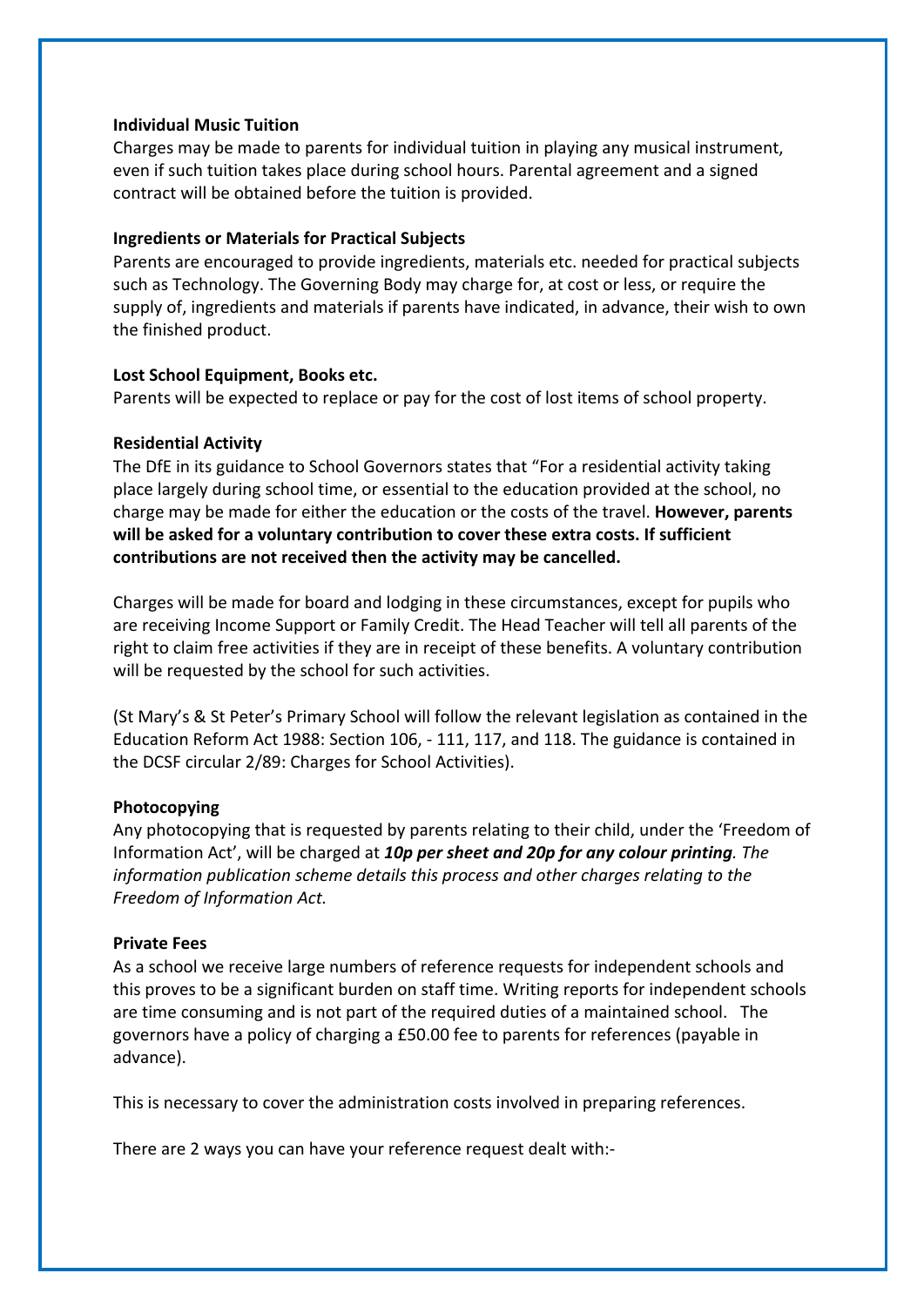**Individual Music Tuition**

Charges may be made to parents for individual tuition in playing any musical instrument, even if such tuition takes place during school hours. Parental agreement and a signed contract will be obtained before the tuition is provided.

**Ingredients or Materials for Practical Subjects**

Parents are encouraged to provide ingredients, materials etc. needed for practical subjects such as Technology. The Governing Body may charge for, at cost or less, or require the supply of, ingredients and materials if parents have indicated, in advance, their wish to own the finished product.

**Lost School Equipment, Books etc.**

Parents will be expected to replace or pay for the cost of lost items of school property.

**Residential Activity**

The DfE in its guidance to School Governors states that "For a residential activity taking place largely during school time, or essential to the education provided at the school, no charge may be made for either the education or the costs of the travel. **However, parents will be asked for a voluntary contribution to cover these extra costs. If sufficient contributions are not received then the activity may be cancelled.**

Charges will be made for board and lodging in these circumstances, except for pupils who are receiving Income Support or Family Credit. The Head Teacher will tell all parents of the right to claim free activities if they are in receipt of these benefits. A voluntary contribution will be requested by the school for such activities.

(St Mary's & St Peter's Primary School will follow the relevant legislation as contained in the Education Reform Act 1988: Section 106, - 111, 117, and 118. The guidance is contained in the DCSF circular 2/89: Charges for School Activities).

**Photocopying**

Any photocopying that is requested by parents relating to their child, under the 'Freedom of Information Act', will be charged at ***10p per sheet and 20p for any colour printing**. The information publication scheme details this process and other charges relating to the Freedom of Information Act.*

**Private Fees**

As a school we receive large numbers of reference requests for independent schools and this proves to be a significant burden on staff time. Writing reports for independent schools are time consuming and is not part of the required duties of a maintained school. The governors have a policy of charging a £50.00 fee to parents for references (payable in advance).

This is necessary to cover the administration costs involved in preparing references.

There are 2 ways you can have your reference request dealt with:-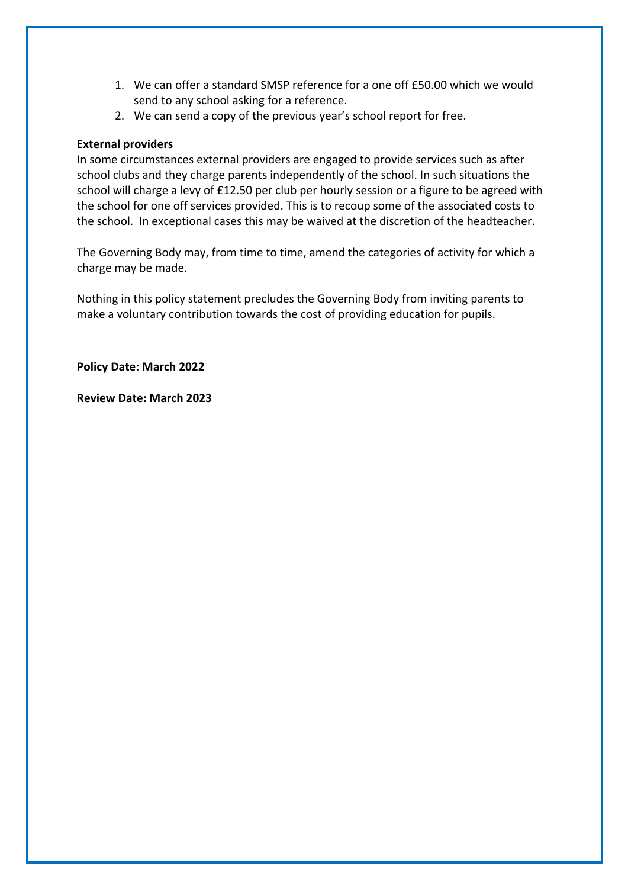1. We can offer a standard SMSP reference for a one off £50.00 which we would send to any school asking for a reference.
2. We can send a copy of the previous year's school report for free.

**External providers**

In some circumstances external providers are engaged to provide services such as after school clubs and they charge parents independently of the school. In such situations the school will charge a levy of £12.50 per club per hourly session or a figure to be agreed with the school for one off services provided. This is to recoup some of the associated costs to the school. In exceptional cases this may be waived at the discretion of the headteacher.

The Governing Body may, from time to time, amend the categories of activity for which a charge may be made.

Nothing in this policy statement precludes the Governing Body from inviting parents to make a voluntary contribution towards the cost of providing education for pupils.

**Policy Date: March 2022**

**Review Date: March 2023**